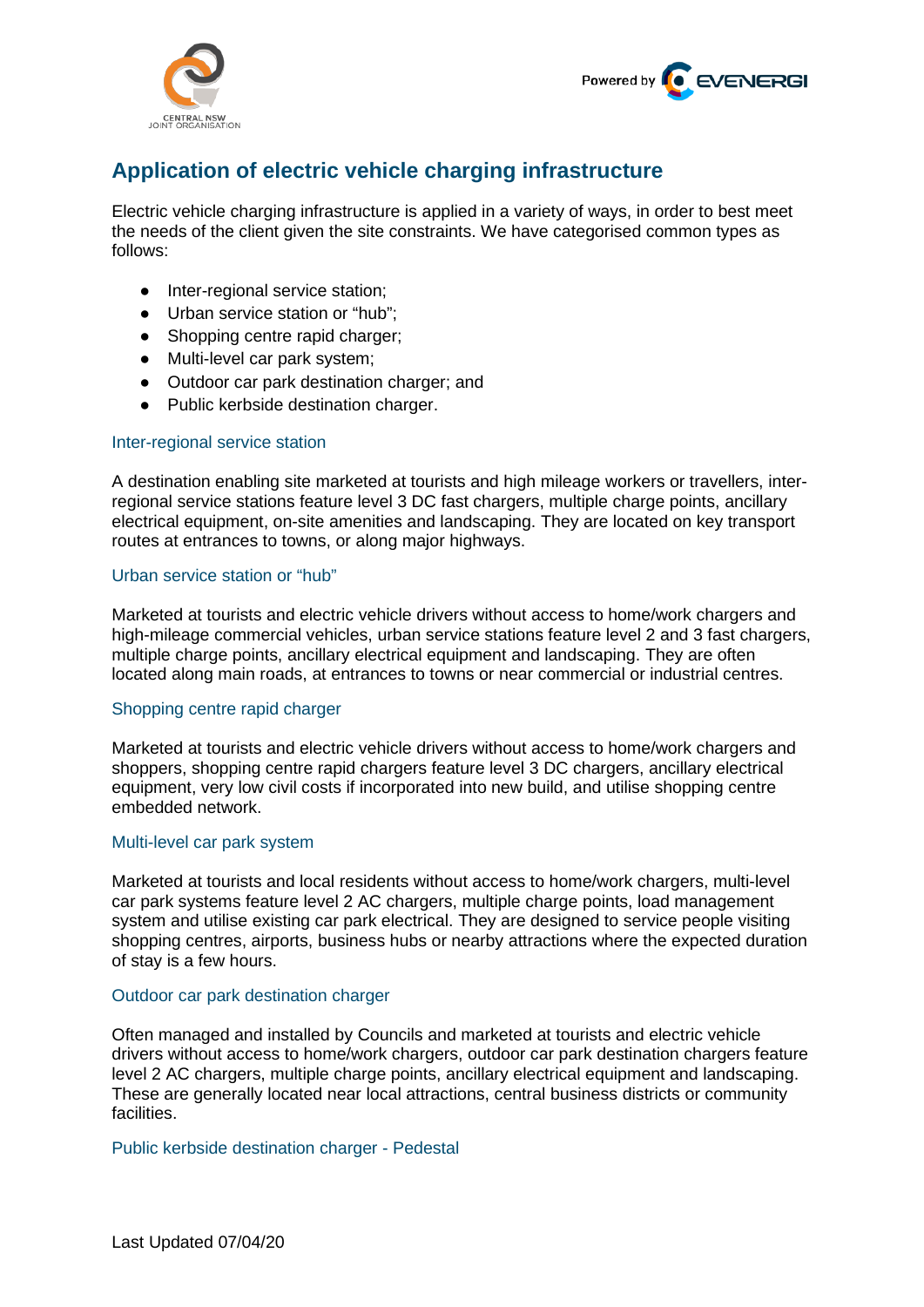# Application of electric vehicle charging infrastructure

Electric vehicle charging infrastructure is applied in a variety of ways, in order to best meet the needs of the client given the site constraints. We have categorised common types as follows:

- Inter-regional service station;
- Urban service station or “hub”;
- Shopping centre rapid charger;
- Multi-level car park system;
- Outdoor car park destination charger; and
- Public kerbside destination charger.

## Inter-regional service station

A destination enabling site marketed at tourists and high mileage workers or travellers, inter-regional service stations feature level 3 DC fast chargers, multiple charge points, ancillary electrical equipment, on-site amenities and landscaping. They are located on key transport routes at entrances to towns, or along major highways.

## Urban service station or “hub”

Marketed at tourists and electric vehicle drivers without access to home/work chargers and high-mileage commercial vehicles, urban service stations feature level 2 and 3 fast chargers, multiple charge points, ancillary electrical equipment and landscaping. They are often located along main roads, at entrances to towns or near commercial or industrial centres.

## Shopping centre rapid charger

Marketed at tourists and electric vehicle drivers without access to home/work chargers and shoppers, shopping centre rapid chargers feature level 3 DC chargers, ancillary electrical equipment, very low civil costs if incorporated into new build, and utilise shopping centre embedded network.

## Multi-level car park system

Marketed at tourists and local residents without access to home/work chargers, multi-level car park systems feature level 2 AC chargers, multiple charge points, load management system and utilise existing car park electrical. They are designed to service people visiting shopping centres, airports, business hubs or nearby attractions where the expected duration of stay is a few hours.

## Outdoor car park destination charger

Often managed and installed by Councils and marketed at tourists and electric vehicle drivers without access to home/work chargers, outdoor car park destination chargers feature level 2 AC chargers, multiple charge points, ancillary electrical equipment and landscaping. These are generally located near local attractions, central business districts or community facilities.

## Public kerbside destination charger - Pedestal

Last Updated 07/04/20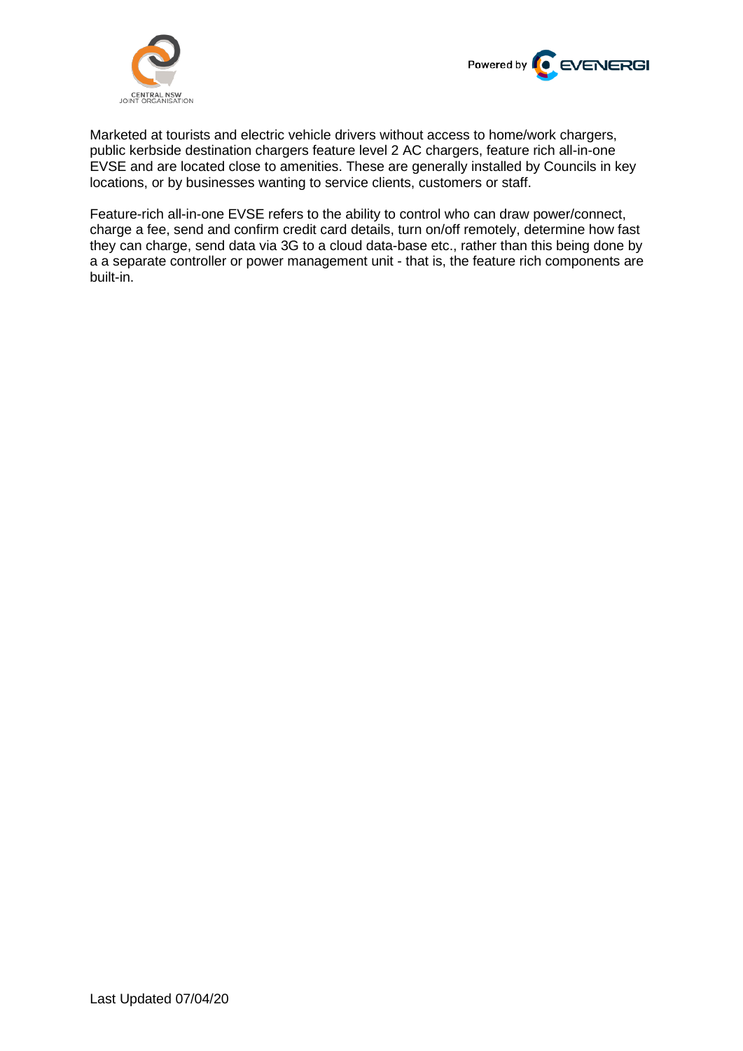Marketed at tourists and electric vehicle drivers without access to home/work chargers, public kerbside destination chargers feature level 2 AC chargers, feature rich all-in-one EVSE and are located close to amenities. These are generally installed by Councils in key locations, or by businesses wanting to service clients, customers or staff.

Feature-rich all-in-one EVSE refers to the ability to control who can draw power/connect, charge a fee, send and confirm credit card details, turn on/off remotely, determine how fast they can charge, send data via 3G to a cloud data-base etc., rather than this being done by a a separate controller or power management unit - that is, the feature rich components are built-in.

Last Updated 07/04/20